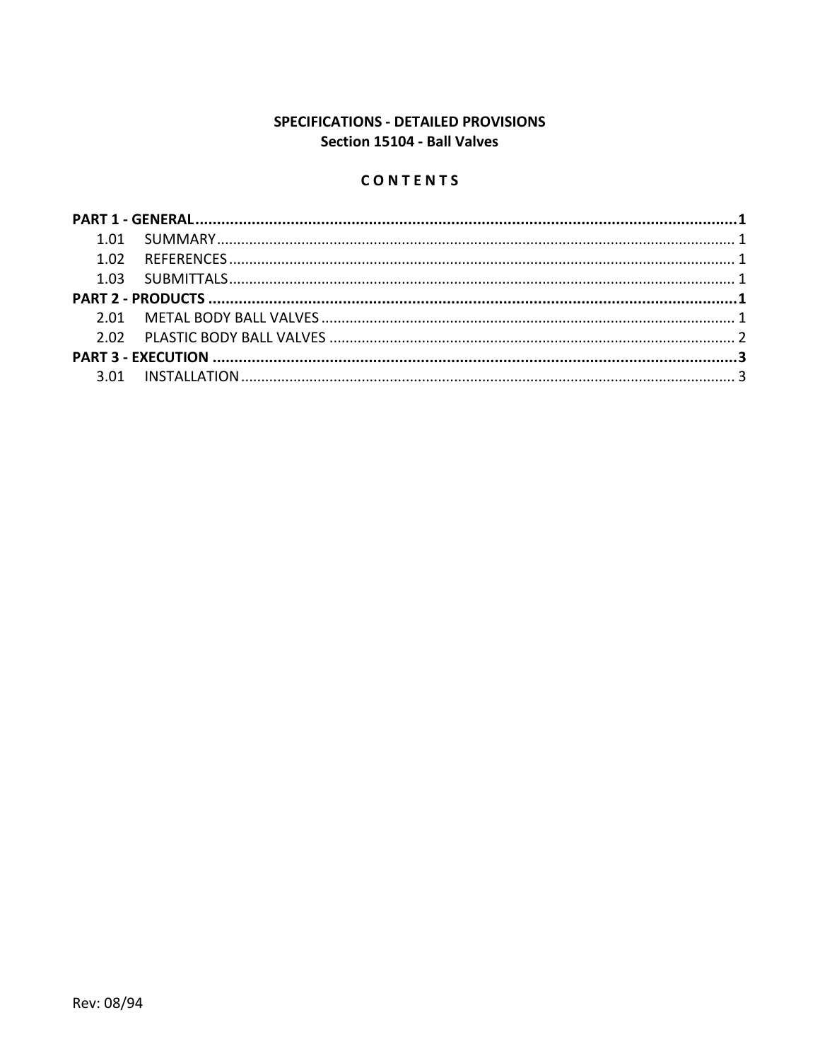**SPECIFICATIONS - DETAILED PROVISIONS**
**Section 15104 - Ball Valves**

**C O N T E N T S**

**PART 1 - GENERAL....................................................................................................................1**
  1.01 SUMMARY....................................................................................................................1
  1.02 REFERENCES................................................................................................................1
  1.03 SUBMITTALS..................................................................................................................1
**PART 2 - PRODUCTS..................................................................................................................1**
  2.01 METAL BODY BALL VALVES..........................................................................................1
  2.02 PLASTIC BODY BALL VALVES........................................................................................2
**PART 3 - EXECUTION..................................................................................................................3**
  3.01 INSTALLATION...............................................................................................................3

Rev: 08/94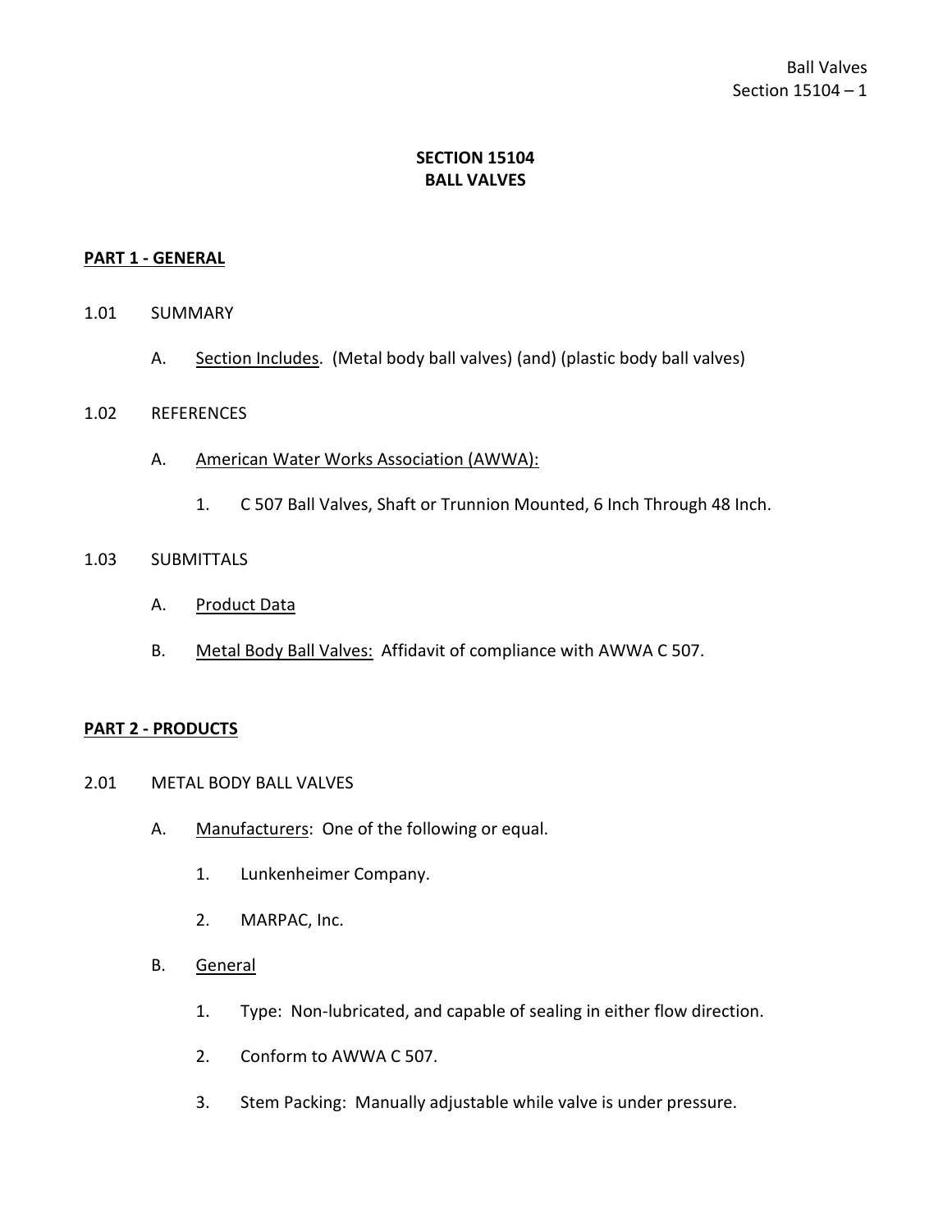# SECTION 15104
# BALL VALVES

## PART 1 - GENERAL

1.01 SUMMARY

A. Section Includes. (Metal body ball valves) (and) (plastic body ball valves)

1.02 REFERENCES

A. American Water Works Association (AWWA):

1. C 507 Ball Valves, Shaft or Trunnion Mounted, 6 Inch Through 48 Inch.

1.03 SUBMITTALS

A. Product Data

B. Metal Body Ball Valves: Affidavit of compliance with AWWA C 507.

## PART 2 - PRODUCTS

2.01 METAL BODY BALL VALVES

A. Manufacturers: One of the following or equal.

1. Lunkenheimer Company.

2. MARPAC, Inc.

B. General

1. Type: Non-lubricated, and capable of sealing in either flow direction.

2. Conform to AWWA C 507.

3. Stem Packing: Manually adjustable while valve is under pressure.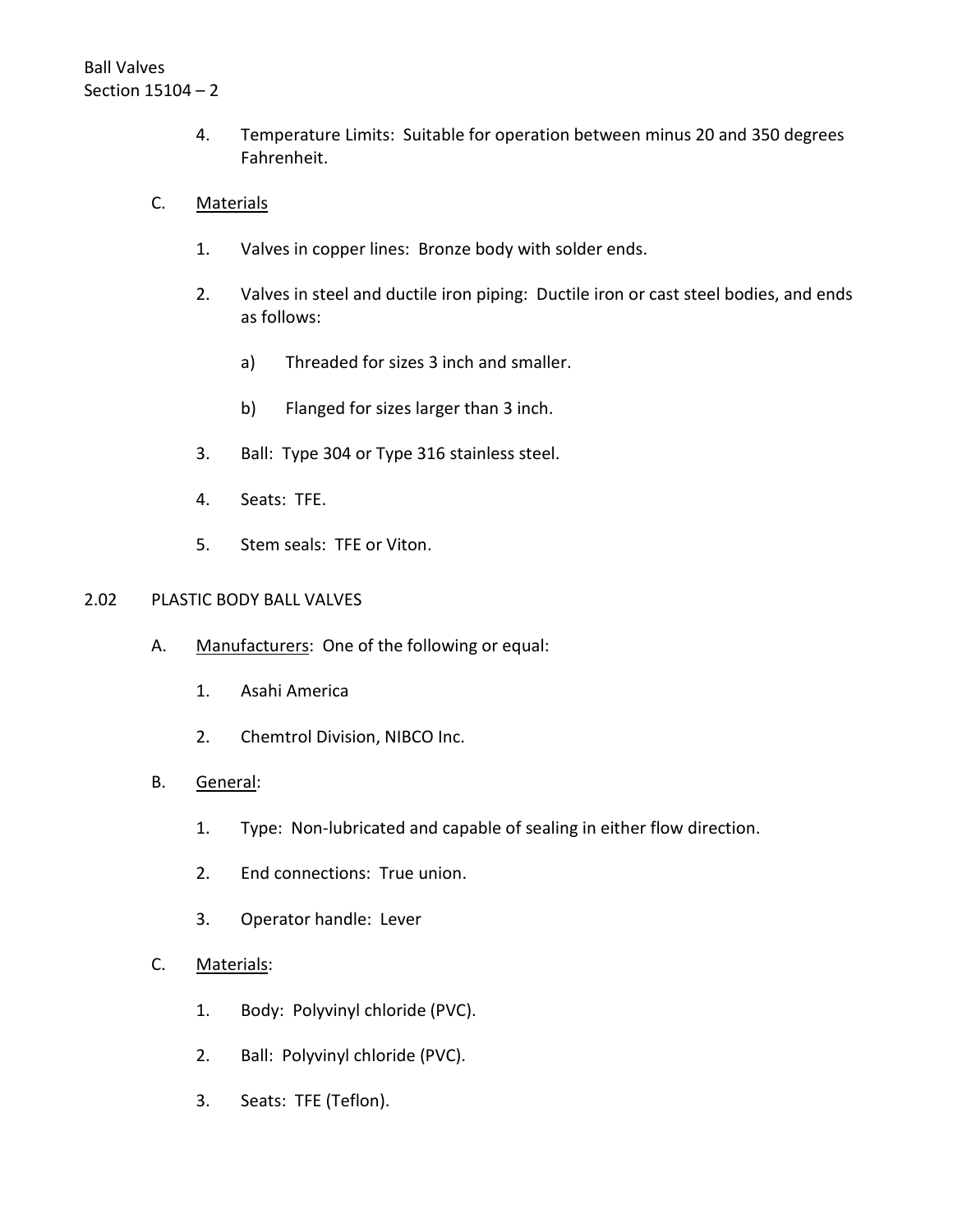4. Temperature Limits: Suitable for operation between minus 20 and 350 degrees Fahrenheit.

C. <u>Materials</u>

1. Valves in copper lines: Bronze body with solder ends.

2. Valves in steel and ductile iron piping: Ductile iron or cast steel bodies, and ends as follows:

   a) Threaded for sizes 3 inch and smaller.

   b) Flanged for sizes larger than 3 inch.

3. Ball: Type 304 or Type 316 stainless steel.

4. Seats: TFE.

5. Stem seals: TFE or Viton.

## 2.02 PLASTIC BODY BALL VALVES

A. <u>Manufacturers</u>: One of the following or equal:

1. Asahi America

2. Chemtrol Division, NIBCO Inc.

B. <u>General</u>:

1. Type: Non-lubricated and capable of sealing in either flow direction.

2. End connections: True union.

3. Operator handle: Lever

C. <u>Materials</u>:

1. Body: Polyvinyl chloride (PVC).

2. Ball: Polyvinyl chloride (PVC).

3. Seats: TFE (Teflon).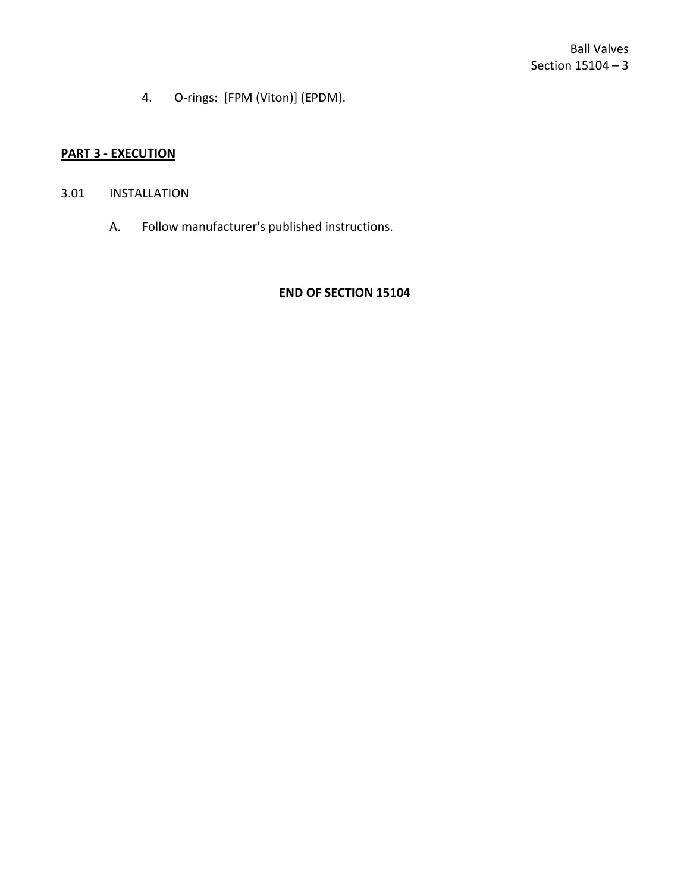4. O-rings: [FPM (Viton)] (EPDM).

## PART 3 - EXECUTION

### 3.01 INSTALLATION

A. Follow manufacturer's published instructions.

**END OF SECTION 15104**